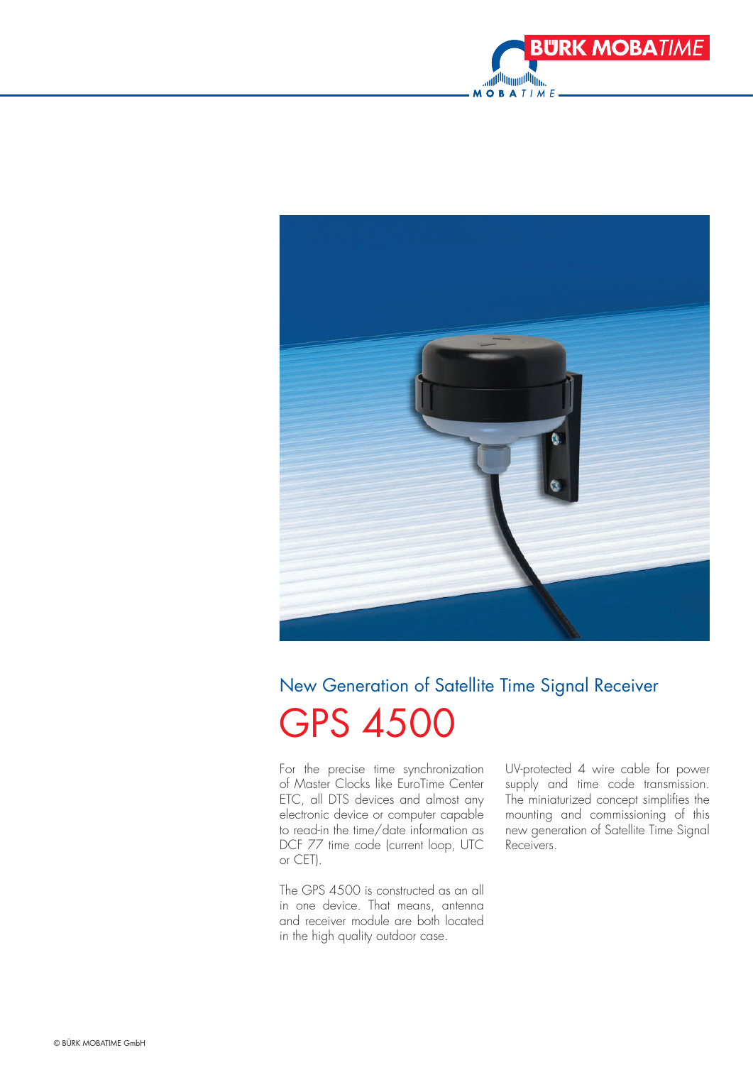New Generation of Satellite Time Signal Receiver

# GPS 4500

For the precise time synchronization of Master Clocks like EuroTime Center ETC, all DTS devices and almost any electronic device or computer capable to read-in the time/date information as DCF 77 time code (current loop, UTC or CET).

The GPS 4500 is constructed as an all in one device. That means, antenna and receiver module are both located in the high quality outdoor case.

UV-protected 4 wire cable for power supply and time code transmission. The miniaturized concept simplifies the mounting and commissioning of this new generation of Satellite Time Signal Receivers.

© BÜRK MOBATIME GmbH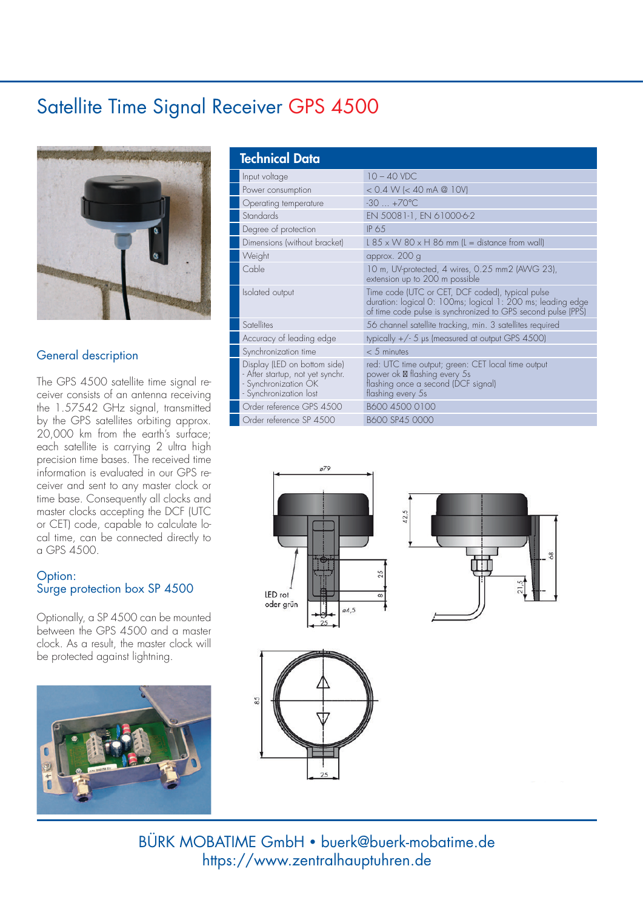# Satellite Time Signal Receiver GPS 4500

## General description

The GPS 4500 satellite time signal receiver consists of an antenna receiving the 1.57542 GHz signal, transmitted by the GPS satellites orbiting approx. 20,000 km from the earth's surface; each satellite is carrying 2 ultra high precision time bases. The received time information is evaluated in our GPS receiver and sent to any master clock or time base. Consequently all clocks and master clocks accepting the DCF (UTC or CET) code, capable to calculate local time, can be connected directly to a GPS 4500.

## Option: Surge protection box SP 4500

Optionally, a SP 4500 can be mounted between the GPS 4500 and a master clock. As a result, the master clock will be protected against lightning.

## Technical Data

| | |
|---|---|
| Input voltage | 10 – 40 VDC |
| Power consumption | < 0.4 W (< 40 mA @ 10V) |
| Operating temperature | -30 ... +70°C |
| Standards | EN 50081-1, EN 61000-6-2 |
| Degree of protection | IP 65 |
| Dimensions (without bracket) | L 85 x W 80 x H 86 mm (L = distance from wall) |
| Weight | approx. 200 g |
| Cable | 10 m, UV-protected, 4 wires, 0.25 mm2 (AWG 23), extension up to 200 m possible |
| Isolated output | Time code (UTC or CET, DCF coded), typical pulse duration: logical 0: 100ms; logical 1: 200 ms; leading edge of time code pulse is synchronized to GPS second pulse (PPS) |
| Satellites | 56 channel satellite tracking, min. 3 satellites required |
| Accuracy of leading edge | typically +/- 5 µs (measured at output GPS 4500) |
| Synchronization time | < 5 minutes |
| Display (LED on bottom side)<br>- After startup, not yet synchr.<br>- Synchronization OK<br>- Synchronization lost | red: UTC time output; green: CET local time output<br>power ok ⊠ flashing every 5s<br>flashing once a second (DCF signal)<br>flashing every 5s |
| Order reference GPS 4500 | B600 4500 0100 |
| Order reference SP 4500 | B600 SP45 0000 |

ø79
42.5
25
8
ø4,5
25
LED rot
oder grün
68
21.5
85
25

BÜRK MOBATIME GmbH • buerk@buerk-mobatime.de
https://www.zentralhauptuhren.de